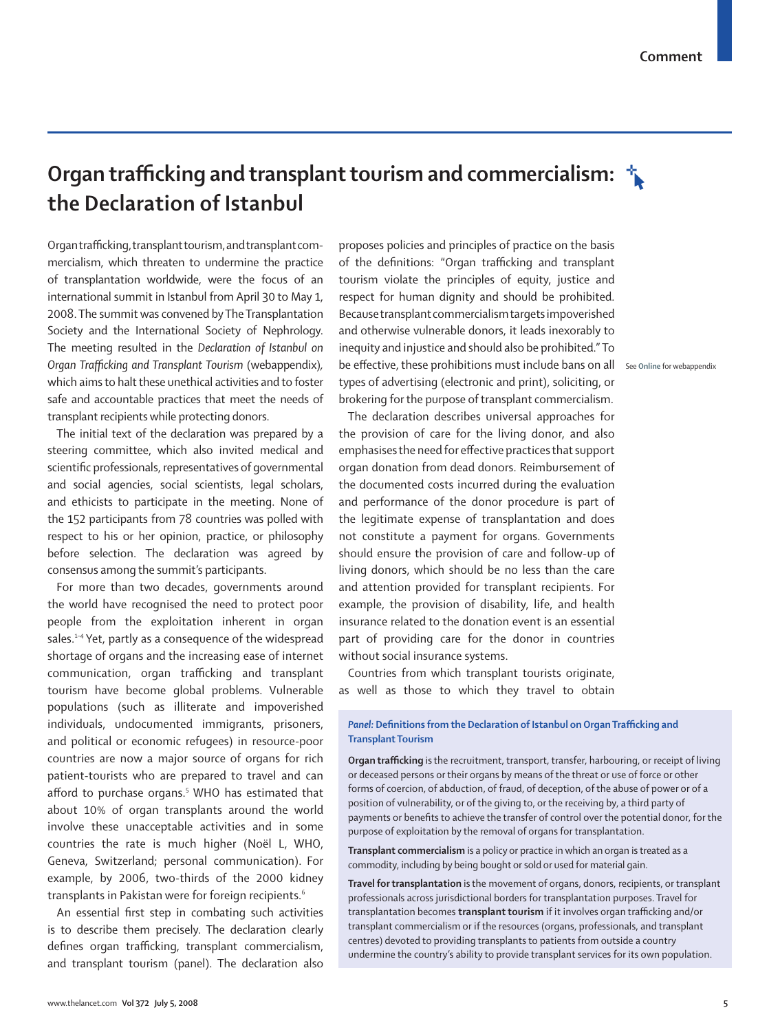Comment

# Organ trafficking and transplant tourism and commercialism: the Declaration of Istanbul

Organ trafficking, transplant tourism, and transplant commercialism, which threaten to undermine the practice of transplantation worldwide, were the focus of an international summit in Istanbul from April 30 to May 1, 2008. The summit was convened by The Transplantation Society and the International Society of Nephrology. The meeting resulted in the *Declaration of Istanbul on Organ Trafficking and Transplant Tourism* (webappendix), which aims to halt these unethical activities and to foster safe and accountable practices that meet the needs of transplant recipients while protecting donors.

The initial text of the declaration was prepared by a steering committee, which also invited medical and scientific professionals, representatives of governmental and social agencies, social scientists, legal scholars, and ethicists to participate in the meeting. None of the 152 participants from 78 countries was polled with respect to his or her opinion, practice, or philosophy before selection. The declaration was agreed by consensus among the summit's participants.

For more than two decades, governments around the world have recognised the need to protect poor people from the exploitation inherent in organ sales.[1–4] Yet, partly as a consequence of the widespread shortage of organs and the increasing ease of internet communication, organ trafficking and transplant tourism have become global problems. Vulnerable populations (such as illiterate and impoverished individuals, undocumented immigrants, prisoners, and political or economic refugees) in resource-poor countries are now a major source of organs for rich patient-tourists who are prepared to travel and can afford to purchase organs.[5] WHO has estimated that about 10% of organ transplants around the world involve these unacceptable activities and in some countries the rate is much higher (Noël L, WHO, Geneva, Switzerland; personal communication). For example, by 2006, two-thirds of the 2000 kidney transplants in Pakistan were for foreign recipients.[6]

An essential first step in combating such activities is to describe them precisely. The declaration clearly defines organ trafficking, transplant commercialism, and transplant tourism (panel). The declaration also proposes policies and principles of practice on the basis of the definitions: "Organ trafficking and transplant tourism violate the principles of equity, justice and respect for human dignity and should be prohibited. Because transplant commercialism targets impoverished and otherwise vulnerable donors, it leads inexorably to inequity and injustice and should also be prohibited." To be effective, these prohibitions must include bans on all types of advertising (electronic and print), soliciting, or brokering for the purpose of transplant commercialism.

See Online for webappendix

The declaration describes universal approaches for the provision of care for the living donor, and also emphasises the need for effective practices that support organ donation from dead donors. Reimbursement of the documented costs incurred during the evaluation and performance of the donor procedure is part of the legitimate expense of transplantation and does not constitute a payment for organs. Governments should ensure the provision of care and follow-up of living donors, which should be no less than the care and attention provided for transplant recipients. For example, the provision of disability, life, and health insurance related to the donation event is an essential part of providing care for the donor in countries without social insurance systems.

Countries from which transplant tourists originate, as well as those to which they travel to obtain

**Panel: Definitions from the Declaration of Istanbul on Organ Trafficking and Transplant Tourism**

**Organ trafficking** is the recruitment, transport, transfer, harbouring, or receipt of living or deceased persons or their organs by means of the threat or use of force or other forms of coercion, of abduction, of fraud, of deception, of the abuse of power or of a position of vulnerability, or of the giving to, or the receiving by, a third party of payments or benefits to achieve the transfer of control over the potential donor, for the purpose of exploitation by the removal of organs for transplantation.

**Transplant commercialism** is a policy or practice in which an organ is treated as a commodity, including by being bought or sold or used for material gain.

**Travel for transplantation** is the movement of organs, donors, recipients, or transplant professionals across jurisdictional borders for transplantation purposes. Travel for transplantation becomes **transplant tourism** if it involves organ trafficking and/or transplant commercialism or if the resources (organs, professionals, and transplant centres) devoted to providing transplants to patients from outside a country undermine the country's ability to provide transplant services for its own population.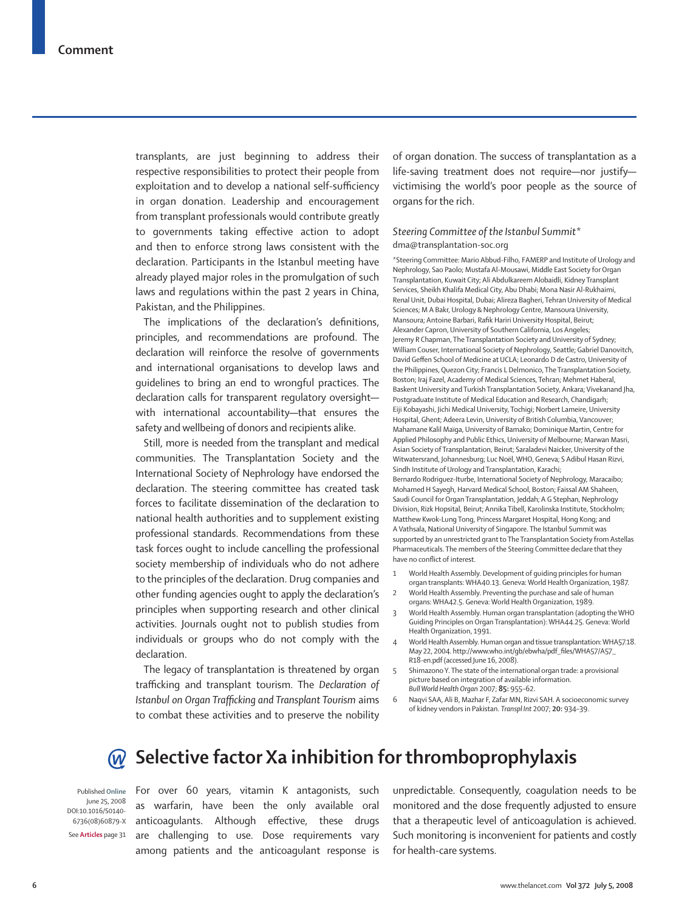transplants, are just beginning to address their respective responsibilities to protect their people from exploitation and to develop a national self-sufficiency in organ donation. Leadership and encouragement from transplant professionals would contribute greatly to governments taking effective action to adopt and then to enforce strong laws consistent with the declaration. Participants in the Istanbul meeting have already played major roles in the promulgation of such laws and regulations within the past 2 years in China, Pakistan, and the Philippines.

The implications of the declaration's definitions, principles, and recommendations are profound. The declaration will reinforce the resolve of governments and international organisations to develop laws and guidelines to bring an end to wrongful practices. The declaration calls for transparent regulatory oversight—with international accountability—that ensures the safety and wellbeing of donors and recipients alike.

Still, more is needed from the transplant and medical communities. The Transplantation Society and the International Society of Nephrology have endorsed the declaration. The steering committee has created task forces to facilitate dissemination of the declaration to national health authorities and to supplement existing professional standards. Recommendations from these task forces ought to include cancelling the professional society membership of individuals who do not adhere to the principles of the declaration. Drug companies and other funding agencies ought to apply the declaration's principles when supporting research and other clinical activities. Journals ought not to publish studies from individuals or groups who do not comply with the declaration.

The legacy of transplantation is threatened by organ trafficking and transplant tourism. The *Declaration of Istanbul on Organ Trafficking and Transplant Tourism* aims to combat these activities and to preserve the nobility of organ donation. The success of transplantation as a life-saving treatment does not require—nor justify—victimising the world's poor people as the source of organs for the rich.

*Steering Committee of the Istanbul Summit**
dma@transplantation-soc.org

*Steering Committee: Mario Abbud-Filho, FAMERP and Institute of Urology and Nephrology, Sao Paolo; Mustafa Al-Mousawi, Middle East Society for Organ Transplantation, Kuwait City; Ali Abdulkareem Alobaidli, Kidney Transplant Services, Sheikh Khalifa Medical City, Abu Dhabi; Mona Nasir Al-Rukhaimi, Renal Unit, Dubai Hospital, Dubai; Alireza Bagheri, Tehran University of Medical Sciences; M A Bakr, Urology & Nephrology Centre, Mansoura University, Mansoura; Antoine Barbari, Rafik Hariri University Hospital, Beirut; Alexander Capron, University of Southern California, Los Angeles; Jeremy R Chapman, The Transplantation Society and University of Sydney; William Couser, International Society of Nephrology, Seattle; Gabriel Danovitch, David Geffen School of Medicine at UCLA; Leonardo D de Castro, University of the Philippines, Quezon City; Francis L Delmonico, The Transplantation Society, Boston; Iraj Fazel, Academy of Medical Sciences, Tehran; Mehmet Haberal, Baskent University and Turkish Transplantation Society, Ankara; Vivekanand Jha, Postgraduate Institute of Medical Education and Research, Chandigarh; Eiji Kobayashi, Jichi Medical University, Tochigi; Norbert Lameire, University Hospital, Ghent; Adeera Levin, University of British Columbia, Vancouver; Mahamane Kalil Maïga, University of Bamako; Dominique Martin, Centre for Applied Philosophy and Public Ethics, University of Melbourne; Marwan Masri, Asian Society of Transplantation, Beirut; Saraladevi Naicker, University of the Witwatersrand, Johannesburg; Luc Noël, WHO, Geneva; S Adibul Hasan Rizvi, Sindh Institute of Urology and Transplantation, Karachi; Bernardo Rodriguez-Iturbe, International Society of Nephrology, Maracaibo; Mohamed H Sayegh, Harvard Medical School, Boston; Faissal AM Shaheen, Saudi Council for Organ Transplantation, Jeddah; A G Stephan, Nephrology Division, Rizk Hopsital, Beirut; Annika Tibell, Karolinska Institute, Stockholm; Matthew Kwok-Lung Tong, Princess Margaret Hospital, Hong Kong; and A Vathsala, National University of Singapore. The Istanbul Summit was supported by an unrestricted grant to The Transplantation Society from Astellas Pharmaceuticals. The members of the Steering Committee declare that they have no conflict of interest.

1. World Health Assembly. Development of guiding principles for human organ transplants: WHA40.13. Geneva: World Health Organization, 1987.
2. World Health Assembly. Preventing the purchase and sale of human organs: WHA42.5. Geneva: World Health Organization, 1989.
3. World Health Assembly. Human organ transplantation (adopting the WHO Guiding Principles on Organ Transplantation): WHA44.25. Geneva: World Health Organization, 1991.
4. World Health Assembly. Human organ and tissue transplantation: WHA57.18. May 22, 2004. http://www.who.int/gb/ebwha/pdf_files/WHA57/A57_R18-en.pdf (accessed June 16, 2008).
5. Shimazono Y. The state of the international organ trade: a provisional picture based on integration of available information. *Bull World Health Organ* 2007; **85:** 955–62.
6. Naqvi SAA, Ali B, Mazhar F, Zafar MN, Rizvi SAH. A socioeconomic survey of kidney vendors in Pakistan. *Transpl Int* 2007; **20:** 934–39.

# Selective factor Xa inhibition for thromboprophylaxis

Published **Online** June 25, 2008
DOI:10.1016/S0140-6736(08)60879-X
See **Articles** page 31

For over 60 years, vitamin K antagonists, such as warfarin, have been the only available oral anticoagulants. Although effective, these drugs are challenging to use. Dose requirements vary among patients and the anticoagulant response is unpredictable. Consequently, coagulation needs to be monitored and the dose frequently adjusted to ensure that a therapeutic level of anticoagulation is achieved. Such monitoring is inconvenient for patients and costly for health-care systems.